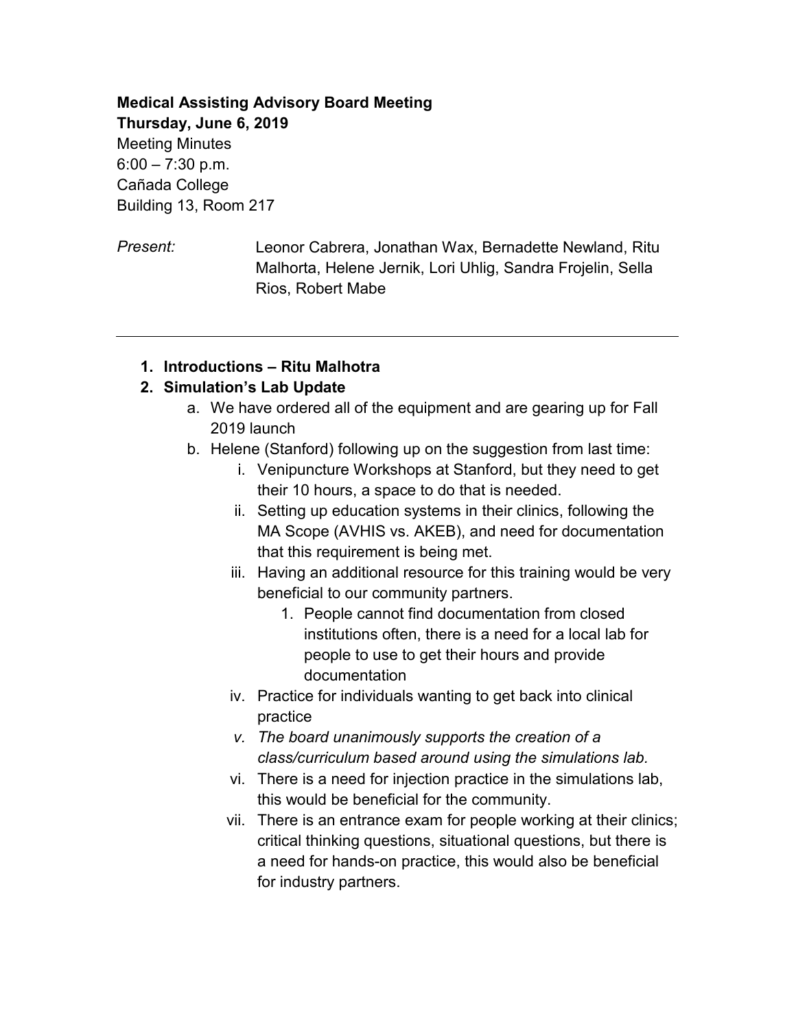**Medical Assisting Advisory Board Meeting**
**Thursday, June 6, 2019**
Meeting Minutes
6:00 – 7:30 p.m.
Cañada College
Building 13, Room 217

*Present:* Leonor Cabrera, Jonathan Wax, Bernadette Newland, Ritu Malhorta, Helene Jernik, Lori Uhlig, Sandra Frojelin, Sella Rios, Robert Mabe

---

1. **Introductions – Ritu Malhotra**
2. **Simulation's Lab Update**
   a. We have ordered all of the equipment and are gearing up for Fall 2019 launch
   b. Helene (Stanford) following up on the suggestion from last time:
      i. Venipuncture Workshops at Stanford, but they need to get their 10 hours, a space to do that is needed.
      ii. Setting up education systems in their clinics, following the MA Scope (AVHIS vs. AKEB), and need for documentation that this requirement is being met.
      iii. Having an additional resource for this training would be very beneficial to our community partners.
         1. People cannot find documentation from closed institutions often, there is a need for a local lab for people to use to get their hours and provide documentation
      iv. Practice for individuals wanting to get back into clinical practice
      v. *The board unanimously supports the creation of a class/curriculum based around using the simulations lab.*
      vi. There is a need for injection practice in the simulations lab, this would be beneficial for the community.
      vii. There is an entrance exam for people working at their clinics; critical thinking questions, situational questions, but there is a need for hands-on practice, this would also be beneficial for industry partners.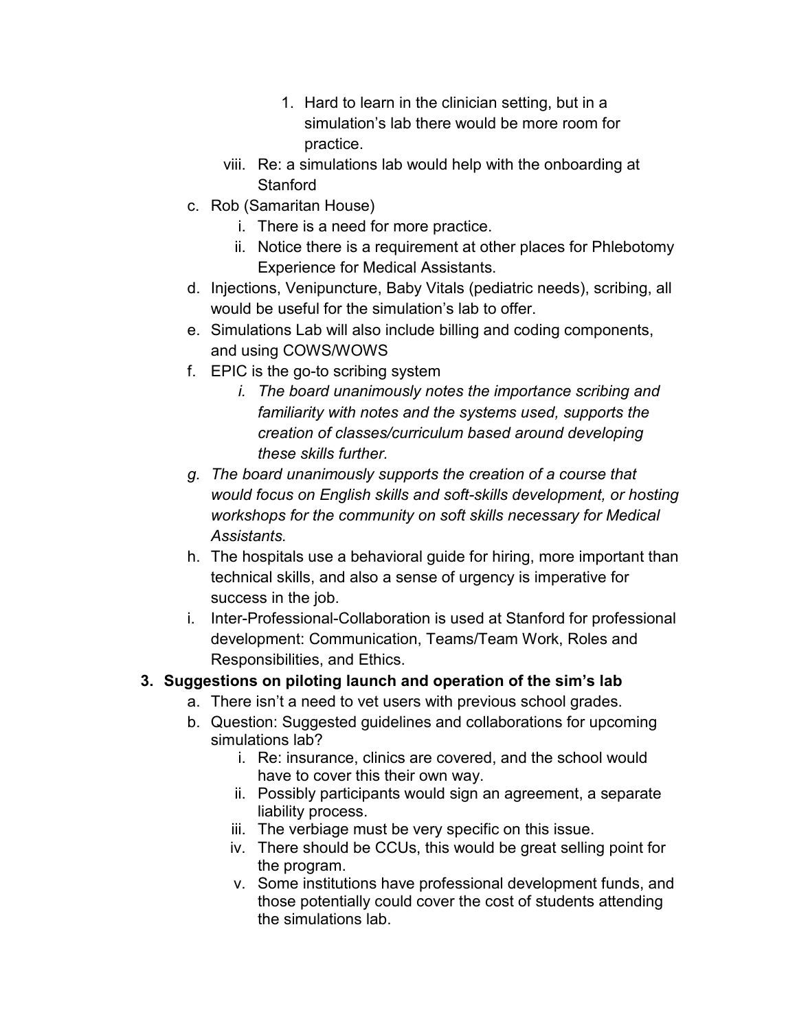1. Hard to learn in the clinician setting, but in a simulation's lab there would be more room for practice.
        viii. Re: a simulations lab would help with the onboarding at Stanford
    c. Rob (Samaritan House)
        i. There is a need for more practice.
        ii. Notice there is a requirement at other places for Phlebotomy Experience for Medical Assistants.
    d. Injections, Venipuncture, Baby Vitals (pediatric needs), scribing, all would be useful for the simulation's lab to offer.
    e. Simulations Lab will also include billing and coding components, and using COWS/WOWS
    f. EPIC is the go-to scribing system
        i. *The board unanimously notes the importance scribing and familiarity with notes and the systems used, supports the creation of classes/curriculum based around developing these skills further.*
    g. *The board unanimously supports the creation of a course that would focus on English skills and soft-skills development, or hosting workshops for the community on soft skills necessary for Medical Assistants.*
    h. The hospitals use a behavioral guide for hiring, more important than technical skills, and also a sense of urgency is imperative for success in the job.
    i. Inter-Professional-Collaboration is used at Stanford for professional development: Communication, Teams/Team Work, Roles and Responsibilities, and Ethics.

3. **Suggestions on piloting launch and operation of the sim's lab**
    a. There isn't a need to vet users with previous school grades.
    b. Question: Suggested guidelines and collaborations for upcoming simulations lab?
        i. Re: insurance, clinics are covered, and the school would have to cover this their own way.
        ii. Possibly participants would sign an agreement, a separate liability process.
        iii. The verbiage must be very specific on this issue.
        iv. There should be CCUs, this would be great selling point for the program.
        v. Some institutions have professional development funds, and those potentially could cover the cost of students attending the simulations lab.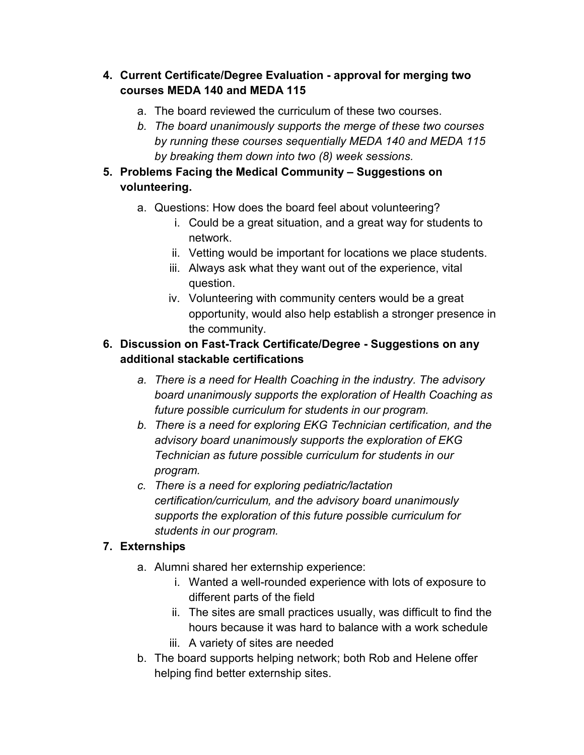4. **Current Certificate/Degree Evaluation - approval for merging two courses MEDA 140 and MEDA 115**
    a. The board reviewed the curriculum of these two courses.
    b. *The board unanimously supports the merge of these two courses by running these courses sequentially MEDA 140 and MEDA 115 by breaking them down into two (8) week sessions.*
5. **Problems Facing the Medical Community – Suggestions on volunteering.**
    a. Questions: How does the board feel about volunteering?
        i. Could be a great situation, and a great way for students to network.
        ii. Vetting would be important for locations we place students.
        iii. Always ask what they want out of the experience, vital question.
        iv. Volunteering with community centers would be a great opportunity, would also help establish a stronger presence in the community.
6. **Discussion on Fast-Track Certificate/Degree - Suggestions on any additional stackable certifications**
    a. *There is a need for Health Coaching in the industry. The advisory board unanimously supports the exploration of Health Coaching as future possible curriculum for students in our program.*
    b. *There is a need for exploring EKG Technician certification, and the advisory board unanimously supports the exploration of EKG Technician as future possible curriculum for students in our program.*
    c. *There is a need for exploring pediatric/lactation certification/curriculum, and the advisory board unanimously supports the exploration of this future possible curriculum for students in our program.*
7. **Externships**
    a. Alumni shared her externship experience:
        i. Wanted a well-rounded experience with lots of exposure to different parts of the field
        ii. The sites are small practices usually, was difficult to find the hours because it was hard to balance with a work schedule
        iii. A variety of sites are needed
    b. The board supports helping network; both Rob and Helene offer helping find better externship sites.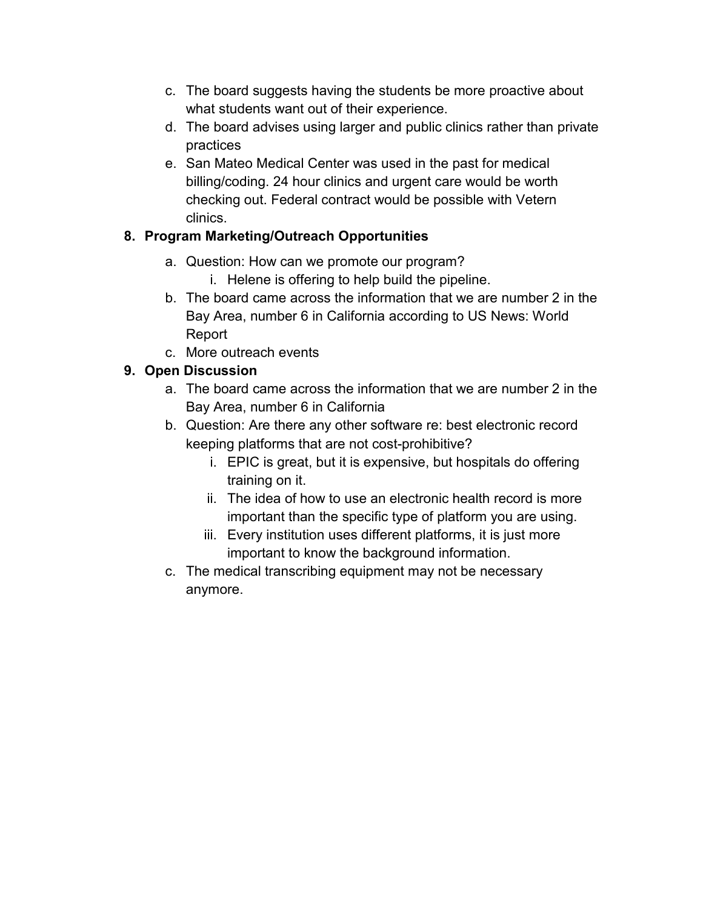c. The board suggests having the students be more proactive about what students want out of their experience.
d. The board advises using larger and public clinics rather than private practices
e. San Mateo Medical Center was used in the past for medical billing/coding. 24 hour clinics and urgent care would be worth checking out. Federal contract would be possible with Vetern clinics.

8. **Program Marketing/Outreach Opportunities**
    a. Question: How can we promote our program?
        i. Helene is offering to help build the pipeline.
    b. The board came across the information that we are number 2 in the Bay Area, number 6 in California according to US News: World Report
    c. More outreach events
9. **Open Discussion**
    a. The board came across the information that we are number 2 in the Bay Area, number 6 in California
    b. Question: Are there any other software re: best electronic record keeping platforms that are not cost-prohibitive?
        i. EPIC is great, but it is expensive, but hospitals do offering training on it.
        ii. The idea of how to use an electronic health record is more important than the specific type of platform you are using.
        iii. Every institution uses different platforms, it is just more important to know the background information.
    c. The medical transcribing equipment may not be necessary anymore.